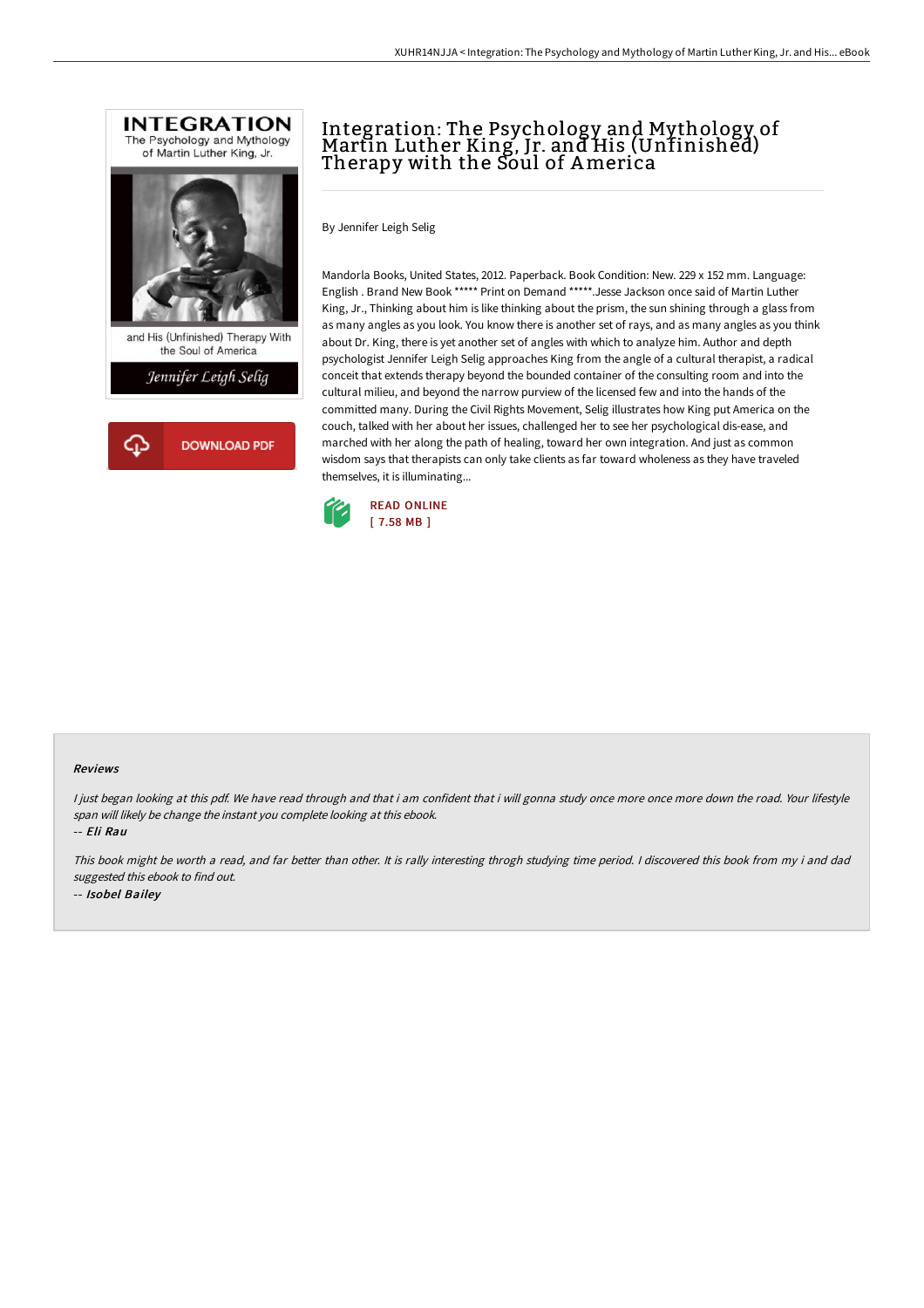# Integration: The Psychology and Mythology of Martin Luther King, Jr. and His (Unfinished) Therapy with the Soul of America

By Jennifer Leigh Selig

Mandorla Books, United States, 2012. Paperback. Book Condition: New. 229 x 152 mm. Language: English . Brand New Book ***** Print on Demand *****.Jesse Jackson once said of Martin Luther King, Jr., Thinking about him is like thinking about the prism, the sun shining through a glass from as many angles as you look. You know there is another set of rays, and as many angles as you think about Dr. King, there is yet another set of angles with which to analyze him. Author and depth psychologist Jennifer Leigh Selig approaches King from the angle of a cultural therapist, a radical conceit that extends therapy beyond the bounded container of the consulting room and into the cultural milieu, and beyond the narrow purview of the licensed few and into the hands of the committed many. During the Civil Rights Movement, Selig illustrates how King put America on the couch, talked with her about her issues, challenged her to see her psychological dis-ease, and marched with her along the path of healing, toward her own integration. And just as common wisdom says that therapists can only take clients as far toward wholeness as they have traveled themselves, it is illuminating...

DOWNLOAD PDF

READ ONLINE
[ 7.58 MB ]

### Reviews

*I just began looking at this pdf. We have read through and that i am confident that i will gonna study once more once more down the road. Your lifestyle span will likely be change the instant you complete looking at this ebook.*

-- *Eli Rau*

*This book might be worth a read, and far better than other. It is rally interesting throgh studying time period. I discovered this book from my i and dad suggested this ebook to find out.*

-- *Isobel Bailey*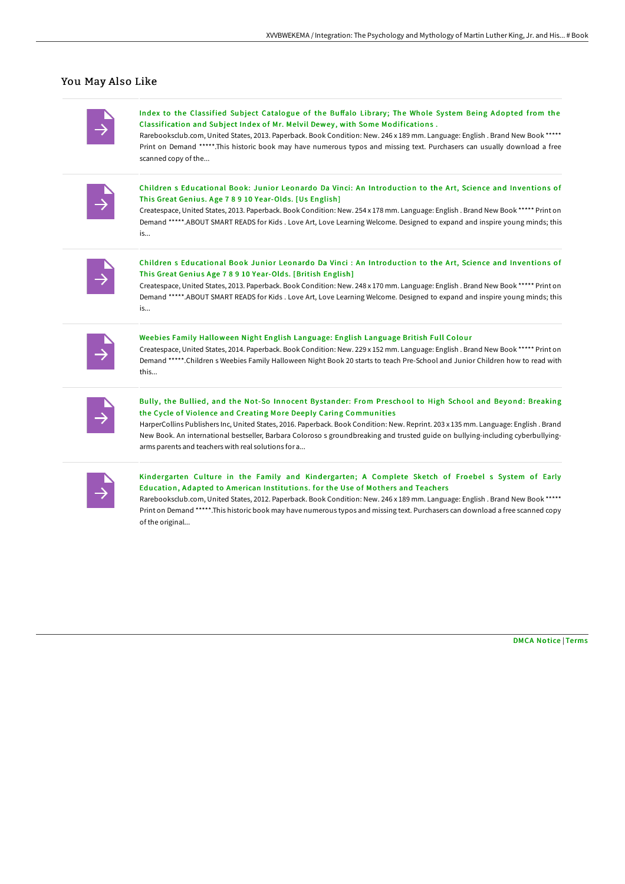## You May Also Like

**Index to the Classified Subject Catalogue of the Buffalo Library; The Whole System Being Adopted from the Classification and Subject Index of Mr. Melvil Dewey, with Some Modifications .**

Rarebooksclub.com, United States, 2013. Paperback. Book Condition: New. 246 x 189 mm. Language: English . Brand New Book ***** Print on Demand *****.This historic book may have numerous typos and missing text. Purchasers can usually download a free scanned copy of the...

**Children s Educational Book: Junior Leonardo Da Vinci: An Introduction to the Art, Science and Inventions of This Great Genius. Age 7 8 9 10 Year-Olds. [Us English]**

Createspace, United States, 2013. Paperback. Book Condition: New. 254 x 178 mm. Language: English . Brand New Book ***** Print on Demand *****.ABOUT SMART READS for Kids . Love Art, Love Learning Welcome. Designed to expand and inspire young minds; this is...

**Children s Educational Book Junior Leonardo Da Vinci : An Introduction to the Art, Science and Inventions of This Great Genius Age 7 8 9 10 Year-Olds. [British English]**

Createspace, United States, 2013. Paperback. Book Condition: New. 248 x 170 mm. Language: English . Brand New Book ***** Print on Demand *****.ABOUT SMART READS for Kids . Love Art, Love Learning Welcome. Designed to expand and inspire young minds; this is...

**Weebies Family Halloween Night English Language: English Language British Full Colour**

Createspace, United States, 2014. Paperback. Book Condition: New. 229 x 152 mm. Language: English . Brand New Book ***** Print on Demand *****.Children s Weebies Family Halloween Night Book 20 starts to teach Pre-School and Junior Children how to read with this...

**Bully, the Bullied, and the Not-So Innocent Bystander: From Preschool to High School and Beyond: Breaking the Cycle of Violence and Creating More Deeply Caring Communities**

HarperCollins Publishers Inc, United States, 2016. Paperback. Book Condition: New. Reprint. 203 x 135 mm. Language: English . Brand New Book. An international bestseller, Barbara Coloroso s groundbreaking and trusted guide on bullying-including cyberbullying-arms parents and teachers with real solutions for a...

**Kindergarten Culture in the Family and Kindergarten; A Complete Sketch of Froebel s System of Early Education, Adapted to American Institutions. for the Use of Mothers and Teachers**

Rarebooksclub.com, United States, 2012. Paperback. Book Condition: New. 246 x 189 mm. Language: English . Brand New Book ***** Print on Demand *****.This historic book may have numerous typos and missing text. Purchasers can download a free scanned copy of the original...